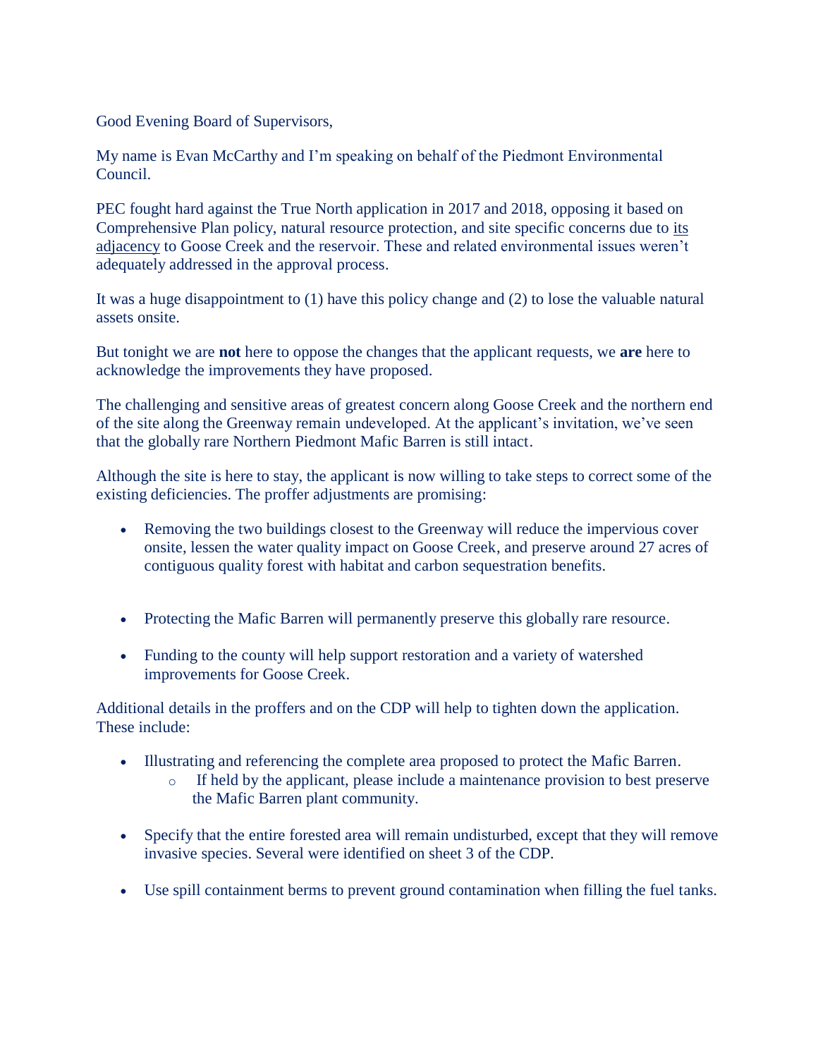Good Evening Board of Supervisors,

My name is Evan McCarthy and I'm speaking on behalf of the Piedmont Environmental Council.

PEC fought hard against the True North application in 2017 and 2018, opposing it based on Comprehensive Plan policy, natural resource protection, and site specific concerns due to its adjacency to Goose Creek and the reservoir. These and related environmental issues weren't adequately addressed in the approval process.

It was a huge disappointment to (1) have this policy change and (2) to lose the valuable natural assets onsite.

But tonight we are **not** here to oppose the changes that the applicant requests, we **are** here to acknowledge the improvements they have proposed.

The challenging and sensitive areas of greatest concern along Goose Creek and the northern end of the site along the Greenway remain undeveloped. At the applicant's invitation, we've seen that the globally rare Northern Piedmont Mafic Barren is still intact.

Although the site is here to stay, the applicant is now willing to take steps to correct some of the existing deficiencies. The proffer adjustments are promising:

- Removing the two buildings closest to the Greenway will reduce the impervious cover onsite, lessen the water quality impact on Goose Creek, and preserve around 27 acres of contiguous quality forest with habitat and carbon sequestration benefits.

- Protecting the Mafic Barren will permanently preserve this globally rare resource.

- Funding to the county will help support restoration and a variety of watershed improvements for Goose Creek.

Additional details in the proffers and on the CDP will help to tighten down the application. These include:

- Illustrating and referencing the complete area proposed to protect the Mafic Barren.
  - If held by the applicant, please include a maintenance provision to best preserve the Mafic Barren plant community.

- Specify that the entire forested area will remain undisturbed, except that they will remove invasive species. Several were identified on sheet 3 of the CDP.

- Use spill containment berms to prevent ground contamination when filling the fuel tanks.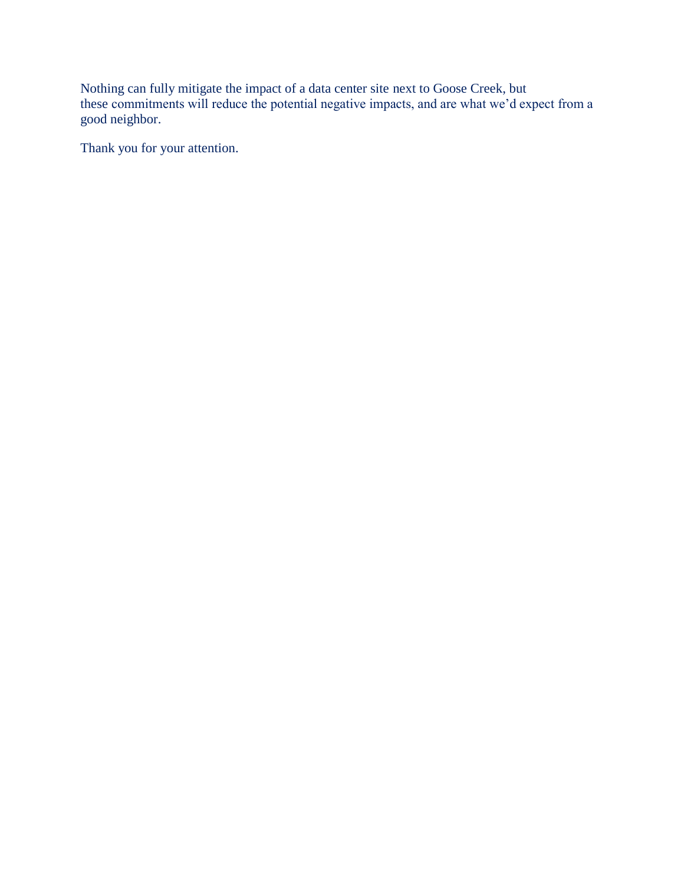Nothing can fully mitigate the impact of a data center site next to Goose Creek, but these commitments will reduce the potential negative impacts, and are what we'd expect from a good neighbor.

Thank you for your attention.